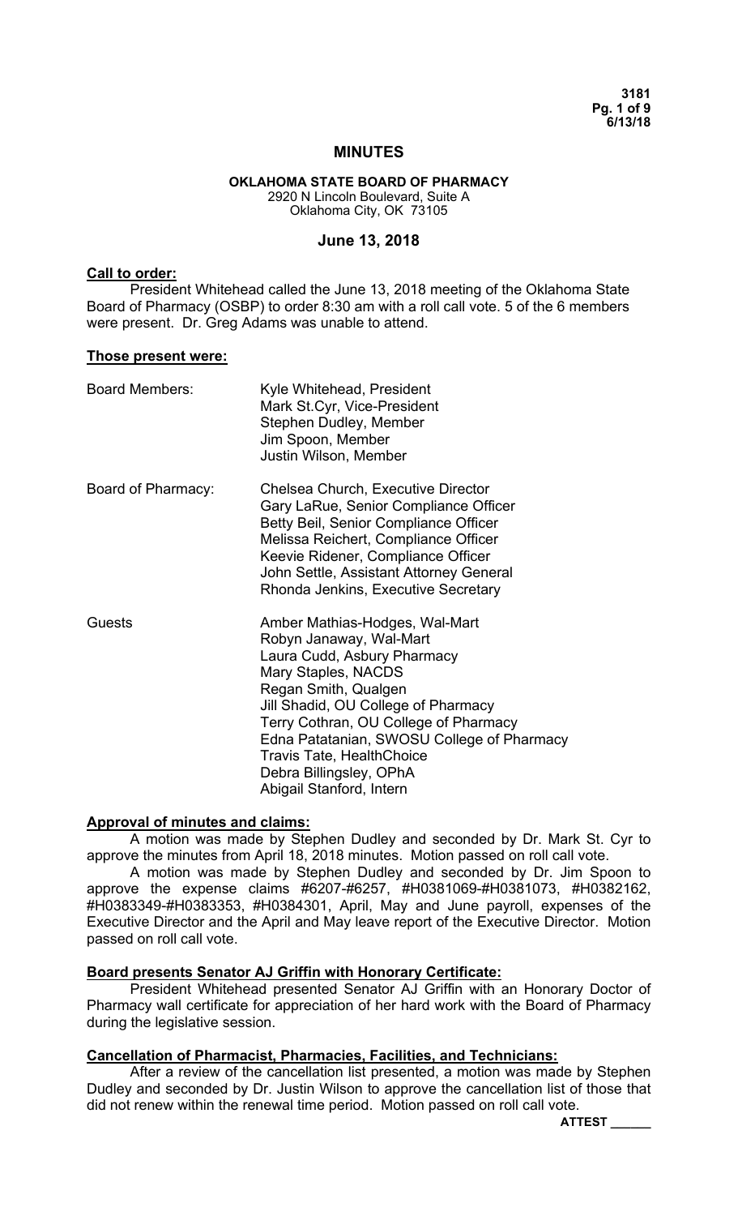# MINUTES

**OKLAHOMA STATE BOARD OF PHARMACY**
2920 N Lincoln Boulevard, Suite A
Oklahoma City, OK 73105

## June 13, 2018

**Call to order:**

President Whitehead called the June 13, 2018 meeting of the Oklahoma State Board of Pharmacy (OSBP) to order 8:30 am with a roll call vote. 5 of the 6 members were present. Dr. Greg Adams was unable to attend.

**Those present were:**

| | |
|---|---|
| Board Members: | Kyle Whitehead, President<br>Mark St.Cyr, Vice-President<br>Stephen Dudley, Member<br>Jim Spoon, Member<br>Justin Wilson, Member |
| Board of Pharmacy: | Chelsea Church, Executive Director<br>Gary LaRue, Senior Compliance Officer<br>Betty Beil, Senior Compliance Officer<br>Melissa Reichert, Compliance Officer<br>Keevie Ridener, Compliance Officer<br>John Settle, Assistant Attorney General<br>Rhonda Jenkins, Executive Secretary |
| Guests | Amber Mathias-Hodges, Wal-Mart<br>Robyn Janaway, Wal-Mart<br>Laura Cudd, Asbury Pharmacy<br>Mary Staples, NACDS<br>Regan Smith, Qualgen<br>Jill Shadid, OU College of Pharmacy<br>Terry Cothran, OU College of Pharmacy<br>Edna Patatanian, SWOSU College of Pharmacy<br>Travis Tate, HealthChoice<br>Debra Billingsley, OPhA<br>Abigail Stanford, Intern |

**Approval of minutes and claims:**

A motion was made by Stephen Dudley and seconded by Dr. Mark St. Cyr to approve the minutes from April 18, 2018 minutes. Motion passed on roll call vote.

A motion was made by Stephen Dudley and seconded by Dr. Jim Spoon to approve the expense claims #6207-#6257, #H0381069-#H0381073, #H0382162, #H0383349-#H0383353, #H0384301, April, May and June payroll, expenses of the Executive Director and the April and May leave report of the Executive Director. Motion passed on roll call vote.

**Board presents Senator AJ Griffin with Honorary Certificate:**

President Whitehead presented Senator AJ Griffin with an Honorary Doctor of Pharmacy wall certificate for appreciation of her hard work with the Board of Pharmacy during the legislative session.

**Cancellation of Pharmacist, Pharmacies, Facilities, and Technicians:**

After a review of the cancellation list presented, a motion was made by Stephen Dudley and seconded by Dr. Justin Wilson to approve the cancellation list of those that did not renew within the renewal time period. Motion passed on roll call vote.

**ATTEST \_\_\_\_\_\_**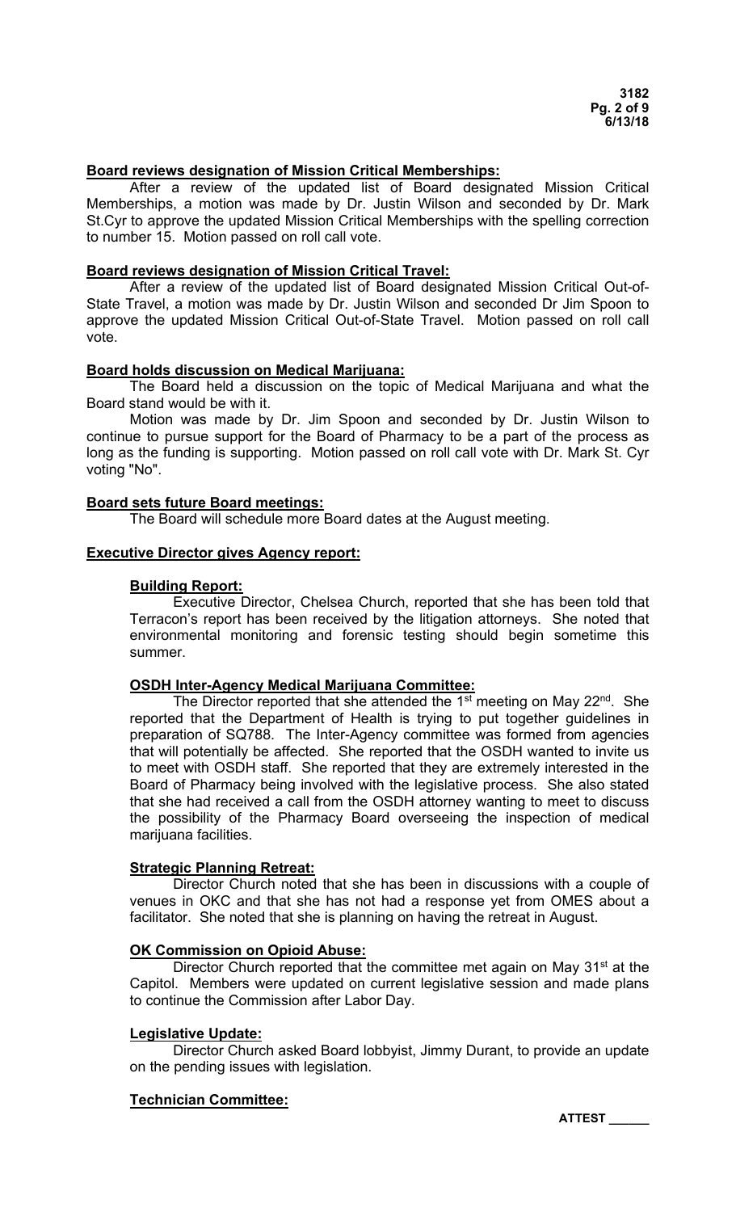**Board reviews designation of Mission Critical Memberships:**

After a review of the updated list of Board designated Mission Critical Memberships, a motion was made by Dr. Justin Wilson and seconded by Dr. Mark St.Cyr to approve the updated Mission Critical Memberships with the spelling correction to number 15. Motion passed on roll call vote.

**Board reviews designation of Mission Critical Travel:**

After a review of the updated list of Board designated Mission Critical Out-of-State Travel, a motion was made by Dr. Justin Wilson and seconded Dr Jim Spoon to approve the updated Mission Critical Out-of-State Travel. Motion passed on roll call vote.

**Board holds discussion on Medical Marijuana:**

The Board held a discussion on the topic of Medical Marijuana and what the Board stand would be with it.

Motion was made by Dr. Jim Spoon and seconded by Dr. Justin Wilson to continue to pursue support for the Board of Pharmacy to be a part of the process as long as the funding is supporting. Motion passed on roll call vote with Dr. Mark St. Cyr voting "No".

**Board sets future Board meetings:**

The Board will schedule more Board dates at the August meeting.

**Executive Director gives Agency report:**

**Building Report:**

Executive Director, Chelsea Church, reported that she has been told that Terracon's report has been received by the litigation attorneys. She noted that environmental monitoring and forensic testing should begin sometime this summer.

**OSDH Inter-Agency Medical Marijuana Committee:**

The Director reported that she attended the 1st meeting on May 22nd. She reported that the Department of Health is trying to put together guidelines in preparation of SQ788. The Inter-Agency committee was formed from agencies that will potentially be affected. She reported that the OSDH wanted to invite us to meet with OSDH staff. She reported that they are extremely interested in the Board of Pharmacy being involved with the legislative process. She also stated that she had received a call from the OSDH attorney wanting to meet to discuss the possibility of the Pharmacy Board overseeing the inspection of medical marijuana facilities.

**Strategic Planning Retreat:**

Director Church noted that she has been in discussions with a couple of venues in OKC and that she has not had a response yet from OMES about a facilitator. She noted that she is planning on having the retreat in August.

**OK Commission on Opioid Abuse:**

Director Church reported that the committee met again on May 31st at the Capitol. Members were updated on current legislative session and made plans to continue the Commission after Labor Day.

**Legislative Update:**

Director Church asked Board lobbyist, Jimmy Durant, to provide an update on the pending issues with legislation.

**Technician Committee:**

**ATTEST \_\_\_\_\_\_**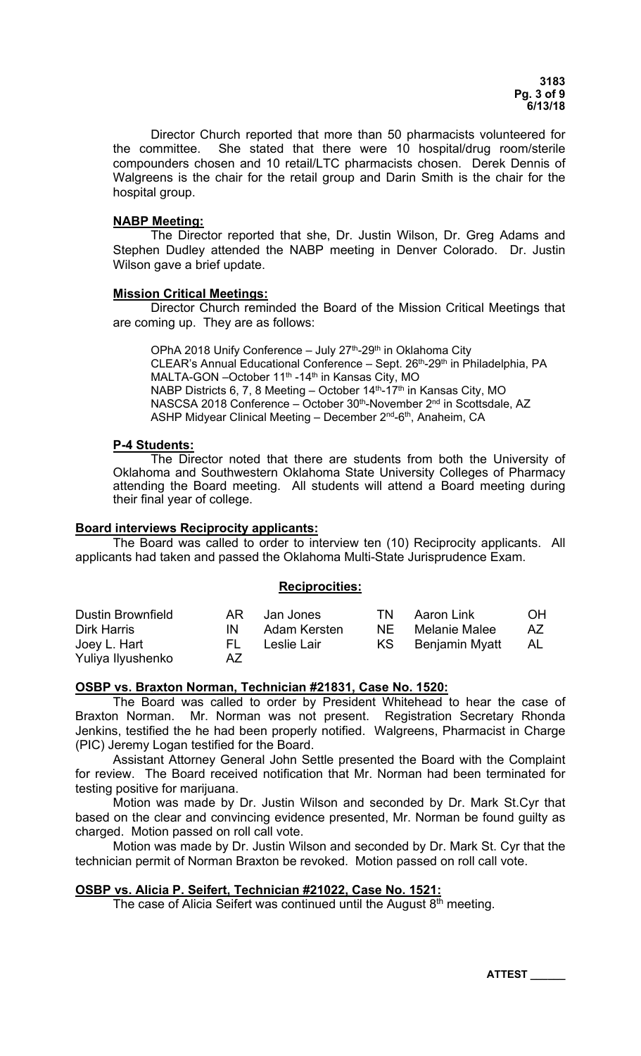Director Church reported that more than 50 pharmacists volunteered for the committee. She stated that there were 10 hospital/drug room/sterile compounders chosen and 10 retail/LTC pharmacists chosen. Derek Dennis of Walgreens is the chair for the retail group and Darin Smith is the chair for the hospital group.

**NABP Meeting:**

The Director reported that she, Dr. Justin Wilson, Dr. Greg Adams and Stephen Dudley attended the NABP meeting in Denver Colorado. Dr. Justin Wilson gave a brief update.

**Mission Critical Meetings:**

Director Church reminded the Board of the Mission Critical Meetings that are coming up. They are as follows:

OPhA 2018 Unify Conference – July 27th-29th in Oklahoma City
CLEAR's Annual Educational Conference – Sept. 26th-29th in Philadelphia, PA
MALTA-GON –October 11th -14th in Kansas City, MO
NABP Districts 6, 7, 8 Meeting – October 14th-17th in Kansas City, MO
NASCSA 2018 Conference – October 30th-November 2nd in Scottsdale, AZ
ASHP Midyear Clinical Meeting – December 2nd-6th, Anaheim, CA

**P-4 Students:**

The Director noted that there are students from both the University of Oklahoma and Southwestern Oklahoma State University Colleges of Pharmacy attending the Board meeting. All students will attend a Board meeting during their final year of college.

**Board interviews Reciprocity applicants:**

The Board was called to order to interview ten (10) Reciprocity applicants. All applicants had taken and passed the Oklahoma Multi-State Jurisprudence Exam.

**Reciprocities:**

| | | | | | |
|---|---|---|---|---|---|
| Dustin Brownfield | AR | Jan Jones | TN | Aaron Link | OH |
| Dirk Harris | IN | Adam Kersten | NE | Melanie Malee | AZ |
| Joey L. Hart | FL | Leslie Lair | KS | Benjamin Myatt | AL |
| Yuliya Ilyushenko | AZ | | | | |

**OSBP vs. Braxton Norman, Technician #21831, Case No. 1520:**

The Board was called to order by President Whitehead to hear the case of Braxton Norman. Mr. Norman was not present. Registration Secretary Rhonda Jenkins, testified the he had been properly notified. Walgreens, Pharmacist in Charge (PIC) Jeremy Logan testified for the Board.

Assistant Attorney General John Settle presented the Board with the Complaint for review. The Board received notification that Mr. Norman had been terminated for testing positive for marijuana.

Motion was made by Dr. Justin Wilson and seconded by Dr. Mark St.Cyr that based on the clear and convincing evidence presented, Mr. Norman be found guilty as charged. Motion passed on roll call vote.

Motion was made by Dr. Justin Wilson and seconded by Dr. Mark St. Cyr that the technician permit of Norman Braxton be revoked. Motion passed on roll call vote.

**OSBP vs. Alicia P. Seifert, Technician #21022, Case No. 1521:**

The case of Alicia Seifert was continued until the August 8th meeting.

**ATTEST \_\_\_\_\_\_**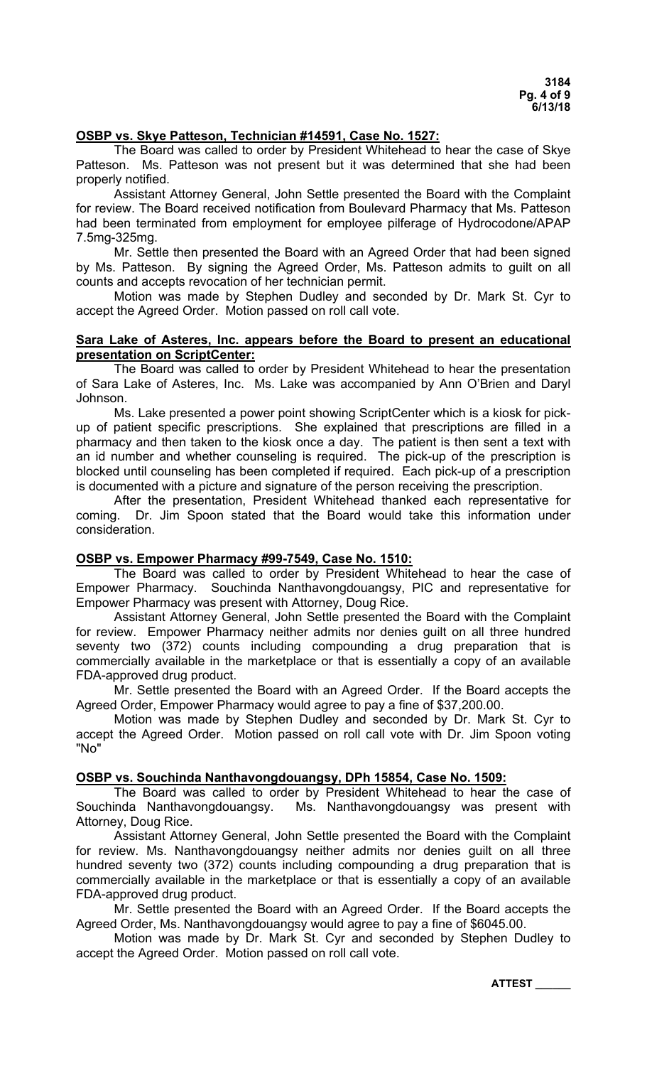**OSBP vs. Skye Patteson, Technician #14591, Case No. 1527:**

The Board was called to order by President Whitehead to hear the case of Skye Patteson. Ms. Patteson was not present but it was determined that she had been properly notified.

Assistant Attorney General, John Settle presented the Board with the Complaint for review. The Board received notification from Boulevard Pharmacy that Ms. Patteson had been terminated from employment for employee pilferage of Hydrocodone/APAP 7.5mg-325mg.

Mr. Settle then presented the Board with an Agreed Order that had been signed by Ms. Patteson. By signing the Agreed Order, Ms. Patteson admits to guilt on all counts and accepts revocation of her technician permit.

Motion was made by Stephen Dudley and seconded by Dr. Mark St. Cyr to accept the Agreed Order. Motion passed on roll call vote.

**Sara Lake of Asteres, Inc. appears before the Board to present an educational presentation on ScriptCenter:**

The Board was called to order by President Whitehead to hear the presentation of Sara Lake of Asteres, Inc. Ms. Lake was accompanied by Ann O'Brien and Daryl Johnson.

Ms. Lake presented a power point showing ScriptCenter which is a kiosk for pick-up of patient specific prescriptions. She explained that prescriptions are filled in a pharmacy and then taken to the kiosk once a day. The patient is then sent a text with an id number and whether counseling is required. The pick-up of the prescription is blocked until counseling has been completed if required. Each pick-up of a prescription is documented with a picture and signature of the person receiving the prescription.

After the presentation, President Whitehead thanked each representative for coming. Dr. Jim Spoon stated that the Board would take this information under consideration.

**OSBP vs. Empower Pharmacy #99-7549, Case No. 1510:**

The Board was called to order by President Whitehead to hear the case of Empower Pharmacy. Souchinda Nanthavongdouangsy, PIC and representative for Empower Pharmacy was present with Attorney, Doug Rice.

Assistant Attorney General, John Settle presented the Board with the Complaint for review. Empower Pharmacy neither admits nor denies guilt on all three hundred seventy two (372) counts including compounding a drug preparation that is commercially available in the marketplace or that is essentially a copy of an available FDA-approved drug product.

Mr. Settle presented the Board with an Agreed Order. If the Board accepts the Agreed Order, Empower Pharmacy would agree to pay a fine of $37,200.00.

Motion was made by Stephen Dudley and seconded by Dr. Mark St. Cyr to accept the Agreed Order. Motion passed on roll call vote with Dr. Jim Spoon voting "No"

**OSBP vs. Souchinda Nanthavongdouangsy, DPh 15854, Case No. 1509:**

The Board was called to order by President Whitehead to hear the case of Souchinda Nanthavongdouangsy. Ms. Nanthavongdouangsy was present with Attorney, Doug Rice.

Assistant Attorney General, John Settle presented the Board with the Complaint for review. Ms. Nanthavongdouangsy neither admits nor denies guilt on all three hundred seventy two (372) counts including compounding a drug preparation that is commercially available in the marketplace or that is essentially a copy of an available FDA-approved drug product.

Mr. Settle presented the Board with an Agreed Order. If the Board accepts the Agreed Order, Ms. Nanthavongdouangsy would agree to pay a fine of $6045.00.

Motion was made by Dr. Mark St. Cyr and seconded by Stephen Dudley to accept the Agreed Order. Motion passed on roll call vote.

**ATTEST \_\_\_\_\_\_**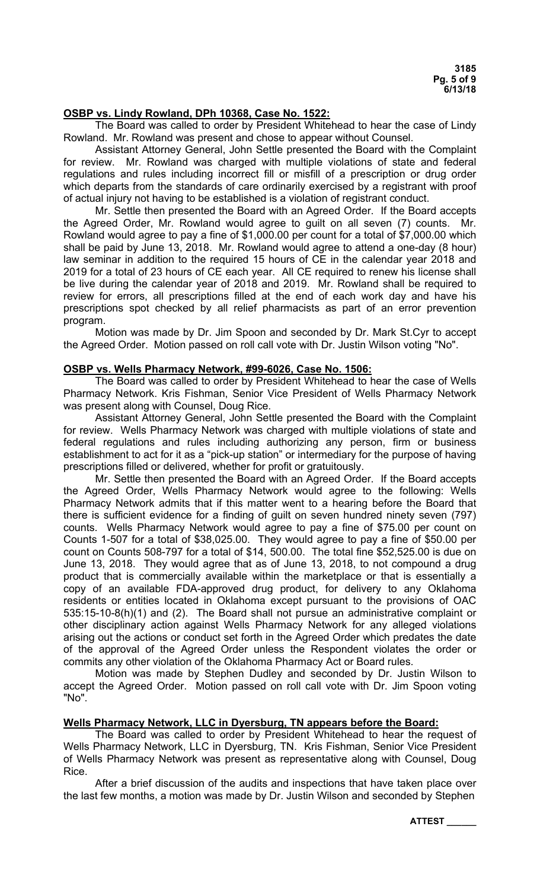**OSBP vs. Lindy Rowland, DPh 10368, Case No. 1522:**

The Board was called to order by President Whitehead to hear the case of Lindy Rowland. Mr. Rowland was present and chose to appear without Counsel.

Assistant Attorney General, John Settle presented the Board with the Complaint for review. Mr. Rowland was charged with multiple violations of state and federal regulations and rules including incorrect fill or misfill of a prescription or drug order which departs from the standards of care ordinarily exercised by a registrant with proof of actual injury not having to be established is a violation of registrant conduct.

Mr. Settle then presented the Board with an Agreed Order. If the Board accepts the Agreed Order, Mr. Rowland would agree to guilt on all seven (7) counts. Mr. Rowland would agree to pay a fine of $1,000.00 per count for a total of $7,000.00 which shall be paid by June 13, 2018. Mr. Rowland would agree to attend a one-day (8 hour) law seminar in addition to the required 15 hours of CE in the calendar year 2018 and 2019 for a total of 23 hours of CE each year. All CE required to renew his license shall be live during the calendar year of 2018 and 2019. Mr. Rowland shall be required to review for errors, all prescriptions filled at the end of each work day and have his prescriptions spot checked by all relief pharmacists as part of an error prevention program.

Motion was made by Dr. Jim Spoon and seconded by Dr. Mark St.Cyr to accept the Agreed Order. Motion passed on roll call vote with Dr. Justin Wilson voting "No".

**OSBP vs. Wells Pharmacy Network, #99-6026, Case No. 1506:**

The Board was called to order by President Whitehead to hear the case of Wells Pharmacy Network. Kris Fishman, Senior Vice President of Wells Pharmacy Network was present along with Counsel, Doug Rice.

Assistant Attorney General, John Settle presented the Board with the Complaint for review. Wells Pharmacy Network was charged with multiple violations of state and federal regulations and rules including authorizing any person, firm or business establishment to act for it as a "pick-up station" or intermediary for the purpose of having prescriptions filled or delivered, whether for profit or gratuitously.

Mr. Settle then presented the Board with an Agreed Order. If the Board accepts the Agreed Order, Wells Pharmacy Network would agree to the following: Wells Pharmacy Network admits that if this matter went to a hearing before the Board that there is sufficient evidence for a finding of guilt on seven hundred ninety seven (797) counts. Wells Pharmacy Network would agree to pay a fine of $75.00 per count on Counts 1-507 for a total of $38,025.00. They would agree to pay a fine of $50.00 per count on Counts 508-797 for a total of $14, 500.00. The total fine $52,525.00 is due on June 13, 2018. They would agree that as of June 13, 2018, to not compound a drug product that is commercially available within the marketplace or that is essentially a copy of an available FDA-approved drug product, for delivery to any Oklahoma residents or entities located in Oklahoma except pursuant to the provisions of OAC 535:15-10-8(h)(1) and (2). The Board shall not pursue an administrative complaint or other disciplinary action against Wells Pharmacy Network for any alleged violations arising out the actions or conduct set forth in the Agreed Order which predates the date of the approval of the Agreed Order unless the Respondent violates the order or commits any other violation of the Oklahoma Pharmacy Act or Board rules.

Motion was made by Stephen Dudley and seconded by Dr. Justin Wilson to accept the Agreed Order. Motion passed on roll call vote with Dr. Jim Spoon voting "No".

**Wells Pharmacy Network, LLC in Dyersburg, TN appears before the Board:**

The Board was called to order by President Whitehead to hear the request of Wells Pharmacy Network, LLC in Dyersburg, TN. Kris Fishman, Senior Vice President of Wells Pharmacy Network was present as representative along with Counsel, Doug Rice.

After a brief discussion of the audits and inspections that have taken place over the last few months, a motion was made by Dr. Justin Wilson and seconded by Stephen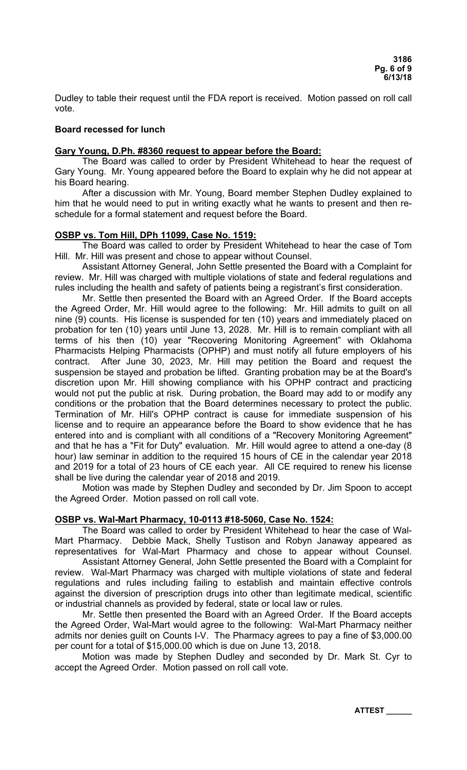Dudley to table their request until the FDA report is received. Motion passed on roll call vote.

**Board recessed for lunch**

**Gary Young, D.Ph. #8360 request to appear before the Board:**

The Board was called to order by President Whitehead to hear the request of Gary Young. Mr. Young appeared before the Board to explain why he did not appear at his Board hearing.

After a discussion with Mr. Young, Board member Stephen Dudley explained to him that he would need to put in writing exactly what he wants to present and then re-schedule for a formal statement and request before the Board.

**OSBP vs. Tom Hill, DPh 11099, Case No. 1519:**

The Board was called to order by President Whitehead to hear the case of Tom Hill. Mr. Hill was present and chose to appear without Counsel.

Assistant Attorney General, John Settle presented the Board with a Complaint for review. Mr. Hill was charged with multiple violations of state and federal regulations and rules including the health and safety of patients being a registrant's first consideration.

Mr. Settle then presented the Board with an Agreed Order. If the Board accepts the Agreed Order, Mr. Hill would agree to the following: Mr. Hill admits to guilt on all nine (9) counts. His license is suspended for ten (10) years and immediately placed on probation for ten (10) years until June 13, 2028. Mr. Hill is to remain compliant with all terms of his then (10) year "Recovering Monitoring Agreement" with Oklahoma Pharmacists Helping Pharmacists (OPHP) and must notify all future employers of his contract. After June 30, 2023, Mr. Hill may petition the Board and request the suspension be stayed and probation be lifted. Granting probation may be at the Board's discretion upon Mr. Hill showing compliance with his OPHP contract and practicing would not put the public at risk. During probation, the Board may add to or modify any conditions or the probation that the Board determines necessary to protect the public. Termination of Mr. Hill's OPHP contract is cause for immediate suspension of his license and to require an appearance before the Board to show evidence that he has entered into and is compliant with all conditions of a "Recovery Monitoring Agreement" and that he has a "Fit for Duty" evaluation. Mr. Hill would agree to attend a one-day (8 hour) law seminar in addition to the required 15 hours of CE in the calendar year 2018 and 2019 for a total of 23 hours of CE each year. All CE required to renew his license shall be live during the calendar year of 2018 and 2019.

Motion was made by Stephen Dudley and seconded by Dr. Jim Spoon to accept the Agreed Order. Motion passed on roll call vote.

**OSBP vs. Wal-Mart Pharmacy, 10-0113 #18-5060, Case No. 1524:**

The Board was called to order by President Whitehead to hear the case of Wal-Mart Pharmacy. Debbie Mack, Shelly Tustison and Robyn Janaway appeared as representatives for Wal-Mart Pharmacy and chose to appear without Counsel.

Assistant Attorney General, John Settle presented the Board with a Complaint for review. Wal-Mart Pharmacy was charged with multiple violations of state and federal regulations and rules including failing to establish and maintain effective controls against the diversion of prescription drugs into other than legitimate medical, scientific or industrial channels as provided by federal, state or local law or rules.

Mr. Settle then presented the Board with an Agreed Order. If the Board accepts the Agreed Order, Wal-Mart would agree to the following: Wal-Mart Pharmacy neither admits nor denies guilt on Counts I-V. The Pharmacy agrees to pay a fine of $3,000.00 per count for a total of $15,000.00 which is due on June 13, 2018.

Motion was made by Stephen Dudley and seconded by Dr. Mark St. Cyr to accept the Agreed Order. Motion passed on roll call vote.

**ATTEST \_\_\_\_\_\_**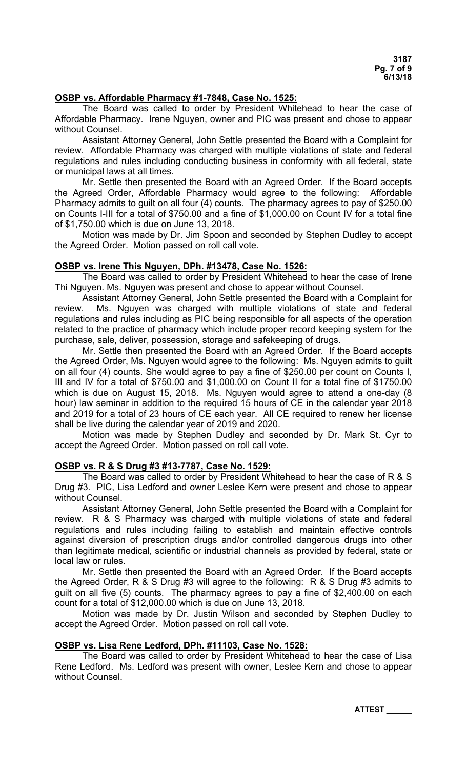**OSBP vs. Affordable Pharmacy #1-7848, Case No. 1525:**

The Board was called to order by President Whitehead to hear the case of Affordable Pharmacy. Irene Nguyen, owner and PIC was present and chose to appear without Counsel.

Assistant Attorney General, John Settle presented the Board with a Complaint for review. Affordable Pharmacy was charged with multiple violations of state and federal regulations and rules including conducting business in conformity with all federal, state or municipal laws at all times.

Mr. Settle then presented the Board with an Agreed Order. If the Board accepts the Agreed Order, Affordable Pharmacy would agree to the following: Affordable Pharmacy admits to guilt on all four (4) counts. The pharmacy agrees to pay of $250.00 on Counts I-III for a total of $750.00 and a fine of $1,000.00 on Count IV for a total fine of $1,750.00 which is due on June 13, 2018.

Motion was made by Dr. Jim Spoon and seconded by Stephen Dudley to accept the Agreed Order. Motion passed on roll call vote.

**OSBP vs. Irene This Nguyen, DPh. #13478, Case No. 1526:**

The Board was called to order by President Whitehead to hear the case of Irene Thi Nguyen. Ms. Nguyen was present and chose to appear without Counsel.

Assistant Attorney General, John Settle presented the Board with a Complaint for review. Ms. Nguyen was charged with multiple violations of state and federal regulations and rules including as PIC being responsible for all aspects of the operation related to the practice of pharmacy which include proper record keeping system for the purchase, sale, deliver, possession, storage and safekeeping of drugs.

Mr. Settle then presented the Board with an Agreed Order. If the Board accepts the Agreed Order, Ms. Nguyen would agree to the following: Ms. Nguyen admits to guilt on all four (4) counts. She would agree to pay a fine of $250.00 per count on Counts I, III and IV for a total of $750.00 and $1,000.00 on Count II for a total fine of $1750.00 which is due on August 15, 2018. Ms. Nguyen would agree to attend a one-day (8 hour) law seminar in addition to the required 15 hours of CE in the calendar year 2018 and 2019 for a total of 23 hours of CE each year. All CE required to renew her license shall be live during the calendar year of 2019 and 2020.

Motion was made by Stephen Dudley and seconded by Dr. Mark St. Cyr to accept the Agreed Order. Motion passed on roll call vote.

**OSBP vs. R & S Drug #3 #13-7787, Case No. 1529:**

The Board was called to order by President Whitehead to hear the case of R & S Drug #3. PIC, Lisa Ledford and owner Leslee Kern were present and chose to appear without Counsel.

Assistant Attorney General, John Settle presented the Board with a Complaint for review. R & S Pharmacy was charged with multiple violations of state and federal regulations and rules including failing to establish and maintain effective controls against diversion of prescription drugs and/or controlled dangerous drugs into other than legitimate medical, scientific or industrial channels as provided by federal, state or local law or rules.

Mr. Settle then presented the Board with an Agreed Order. If the Board accepts the Agreed Order, R & S Drug #3 will agree to the following: R & S Drug #3 admits to guilt on all five (5) counts. The pharmacy agrees to pay a fine of $2,400.00 on each count for a total of $12,000.00 which is due on June 13, 2018.

Motion was made by Dr. Justin Wilson and seconded by Stephen Dudley to accept the Agreed Order. Motion passed on roll call vote.

**OSBP vs. Lisa Rene Ledford, DPh. #11103, Case No. 1528:**

The Board was called to order by President Whitehead to hear the case of Lisa Rene Ledford. Ms. Ledford was present with owner, Leslee Kern and chose to appear without Counsel.

**ATTEST \_\_\_\_\_\_**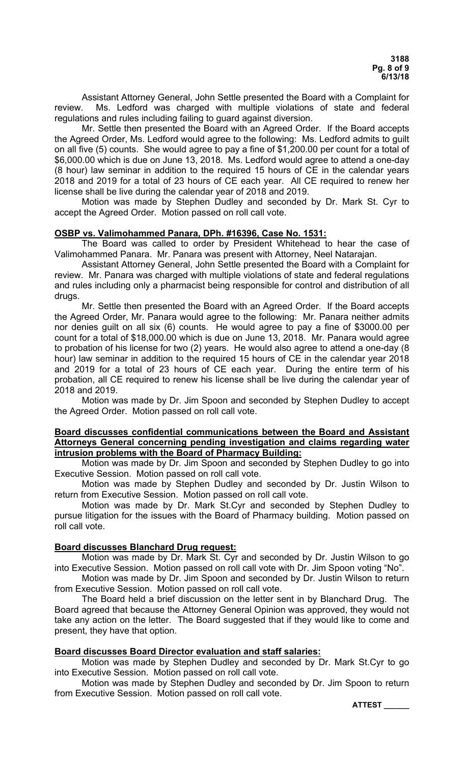Assistant Attorney General, John Settle presented the Board with a Complaint for review. Ms. Ledford was charged with multiple violations of state and federal regulations and rules including failing to guard against diversion.

Mr. Settle then presented the Board with an Agreed Order. If the Board accepts the Agreed Order, Ms. Ledford would agree to the following: Ms. Ledford admits to guilt on all five (5) counts. She would agree to pay a fine of $1,200.00 per count for a total of $6,000.00 which is due on June 13, 2018. Ms. Ledford would agree to attend a one-day (8 hour) law seminar in addition to the required 15 hours of CE in the calendar years 2018 and 2019 for a total of 23 hours of CE each year. All CE required to renew her license shall be live during the calendar year of 2018 and 2019.

Motion was made by Stephen Dudley and seconded by Dr. Mark St. Cyr to accept the Agreed Order. Motion passed on roll call vote.

**OSBP vs. Valimohammed Panara, DPh. #16396, Case No. 1531:**

The Board was called to order by President Whitehead to hear the case of Valimohammed Panara. Mr. Panara was present with Attorney, Neel Natarajan.

Assistant Attorney General, John Settle presented the Board with a Complaint for review. Mr. Panara was charged with multiple violations of state and federal regulations and rules including only a pharmacist being responsible for control and distribution of all drugs.

Mr. Settle then presented the Board with an Agreed Order. If the Board accepts the Agreed Order, Mr. Panara would agree to the following: Mr. Panara neither admits nor denies guilt on all six (6) counts. He would agree to pay a fine of $3000.00 per count for a total of $18,000.00 which is due on June 13, 2018. Mr. Panara would agree to probation of his license for two (2) years. He would also agree to attend a one-day (8 hour) law seminar in addition to the required 15 hours of CE in the calendar year 2018 and 2019 for a total of 23 hours of CE each year. During the entire term of his probation, all CE required to renew his license shall be live during the calendar year of 2018 and 2019.

Motion was made by Dr. Jim Spoon and seconded by Stephen Dudley to accept the Agreed Order. Motion passed on roll call vote.

**Board discusses confidential communications between the Board and Assistant Attorneys General concerning pending investigation and claims regarding water intrusion problems with the Board of Pharmacy Building:**

Motion was made by Dr. Jim Spoon and seconded by Stephen Dudley to go into Executive Session. Motion passed on roll call vote.

Motion was made by Stephen Dudley and seconded by Dr. Justin Wilson to return from Executive Session. Motion passed on roll call vote.

Motion was made by Dr. Mark St.Cyr and seconded by Stephen Dudley to pursue litigation for the issues with the Board of Pharmacy building. Motion passed on roll call vote.

**Board discusses Blanchard Drug request:**

Motion was made by Dr. Mark St. Cyr and seconded by Dr. Justin Wilson to go into Executive Session. Motion passed on roll call vote with Dr. Jim Spoon voting "No".

Motion was made by Dr. Jim Spoon and seconded by Dr. Justin Wilson to return from Executive Session. Motion passed on roll call vote.

The Board held a brief discussion on the letter sent in by Blanchard Drug. The Board agreed that because the Attorney General Opinion was approved, they would not take any action on the letter. The Board suggested that if they would like to come and present, they have that option.

**Board discusses Board Director evaluation and staff salaries:**

Motion was made by Stephen Dudley and seconded by Dr. Mark St.Cyr to go into Executive Session. Motion passed on roll call vote.

Motion was made by Stephen Dudley and seconded by Dr. Jim Spoon to return from Executive Session. Motion passed on roll call vote.

**ATTEST \_\_\_\_\_\_**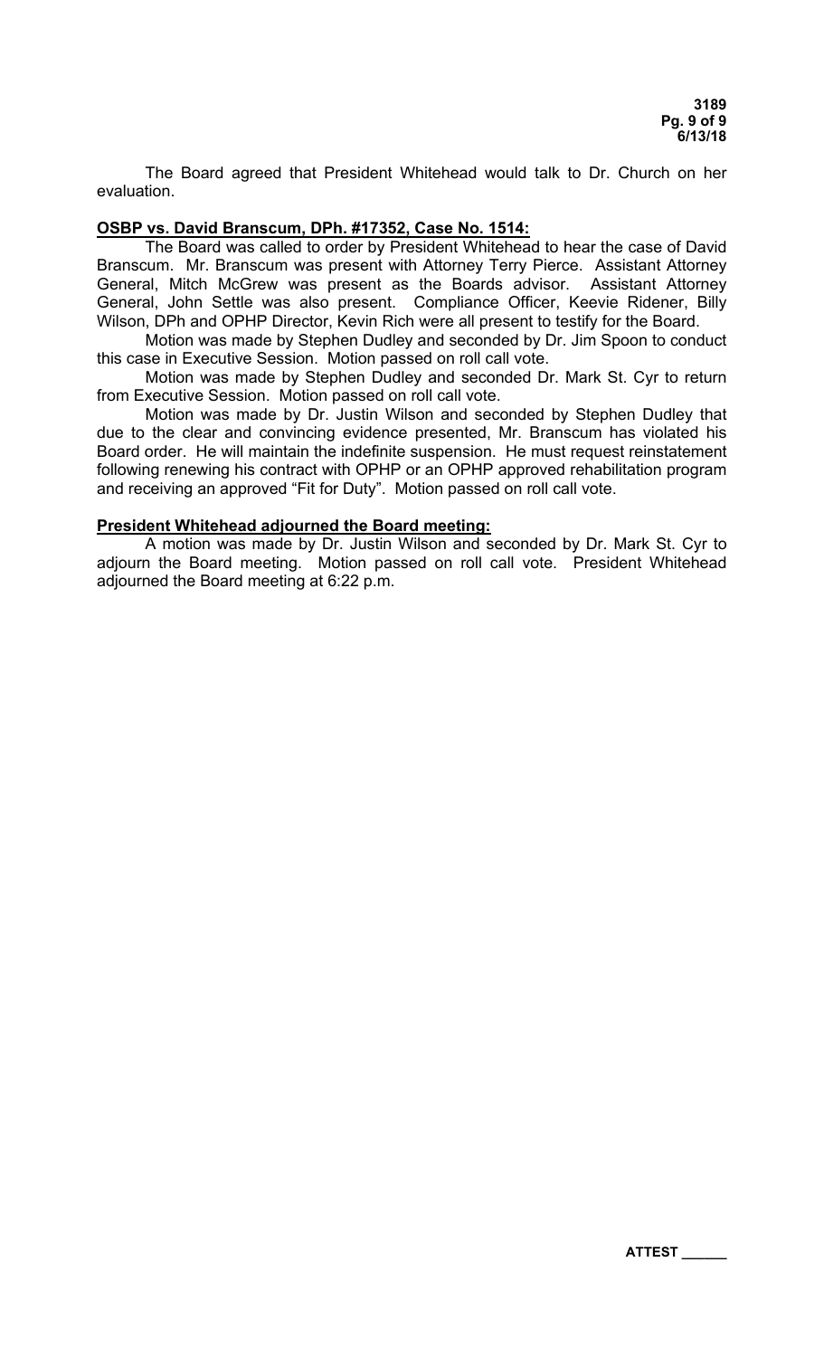The Board agreed that President Whitehead would talk to Dr. Church on her evaluation.

**OSBP vs. David Branscum, DPh. #17352, Case No. 1514:**

The Board was called to order by President Whitehead to hear the case of David Branscum. Mr. Branscum was present with Attorney Terry Pierce. Assistant Attorney General, Mitch McGrew was present as the Boards advisor. Assistant Attorney General, John Settle was also present. Compliance Officer, Keevie Ridener, Billy Wilson, DPh and OPHP Director, Kevin Rich were all present to testify for the Board.

Motion was made by Stephen Dudley and seconded by Dr. Jim Spoon to conduct this case in Executive Session. Motion passed on roll call vote.

Motion was made by Stephen Dudley and seconded Dr. Mark St. Cyr to return from Executive Session. Motion passed on roll call vote.

Motion was made by Dr. Justin Wilson and seconded by Stephen Dudley that due to the clear and convincing evidence presented, Mr. Branscum has violated his Board order. He will maintain the indefinite suspension. He must request reinstatement following renewing his contract with OPHP or an OPHP approved rehabilitation program and receiving an approved "Fit for Duty". Motion passed on roll call vote.

**President Whitehead adjourned the Board meeting:**

A motion was made by Dr. Justin Wilson and seconded by Dr. Mark St. Cyr to adjourn the Board meeting. Motion passed on roll call vote. President Whitehead adjourned the Board meeting at 6:22 p.m.

**ATTEST \_\_\_\_\_\_**